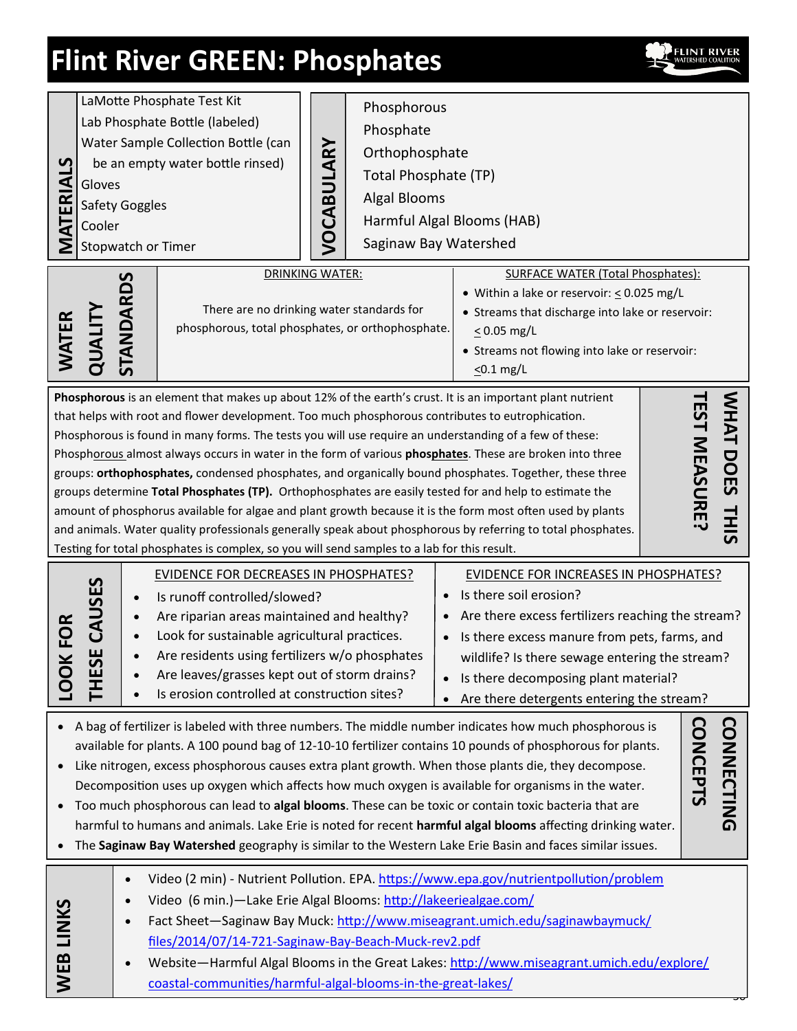# Flint River GREEN: Phosphates

## MATERIALS

- LaMotte Phosphate Test Kit
- Lab Phosphate Bottle (labeled)
- Water Sample Collection Bottle (can be an empty water bottle rinsed)
- Gloves
- Safety Goggles
- Cooler
- Stopwatch or Timer

## VOCABULARY

- Phosphorous
- Phosphate
- Orthophosphate
- Total Phosphate (TP)
- Algal Blooms
- Harmful Algal Blooms (HAB)
- Saginaw Bay Watershed

## WATER QUALITY STANDARDS

**DRINKING WATER:**

There are no drinking water standards for phosphorous, total phosphates, or orthophosphate.

**SURFACE WATER (Total Phosphates):**

- Within a lake or reservoir: $\leq$ 0.025 mg/L
- Streams that discharge into lake or reservoir: $\leq$ 0.05 mg/L
- Streams not flowing into lake or reservoir: $\leq$0.1 mg/L

## WHAT DOES THIS TEST MEASURE?

**Phosphorous** is an element that makes up about 12% of the earth's crust. It is an important plant nutrient that helps with root and flower development. Too much phosphorous contributes to eutrophication. Phosphorous is found in many forms. The tests you will use require an understanding of a few of these: Phosphorous almost always occurs in water in the form of various **phosphates**. These are broken into three groups: **orthophosphates,** condensed phosphates, and organically bound phosphates. Together, these three groups determine **Total Phosphates (TP).** Orthophosphates are easily tested for and help to estimate the amount of phosphorus available for algae and plant growth because it is the form most often used by plants and animals. Water quality professionals generally speak about phosphorous by referring to total phosphates. Testing for total phosphates is complex, so you will send samples to a lab for this result.

## LOOK FOR THESE CAUSES

**EVIDENCE FOR DECREASES IN PHOSPHATES?**

- Is runoff controlled/slowed?
- Are riparian areas maintained and healthy?
- Look for sustainable agricultural practices.
- Are residents using fertilizers w/o phosphates
- Are leaves/grasses kept out of storm drains?
- Is erosion controlled at construction sites?

**EVIDENCE FOR INCREASES IN PHOSPHATES?**

- Is there soil erosion?
- Are there excess fertilizers reaching the stream?
- Is there excess manure from pets, farms, and wildlife? Is there sewage entering the stream?
- Is there decomposing plant material?
- Are there detergents entering the stream?

## CONNECTING CONCEPTS

- A bag of fertilizer is labeled with three numbers. The middle number indicates how much phosphorous is available for plants. A 100 pound bag of 12-10-10 fertilizer contains 10 pounds of phosphorous for plants.
- Like nitrogen, excess phosphorous causes extra plant growth. When those plants die, they decompose. Decomposition uses up oxygen which affects how much oxygen is available for organisms in the water.
- Too much phosphorous can lead to **algal blooms**. These can be toxic or contain toxic bacteria that are harmful to humans and animals. Lake Erie is noted for recent **harmful algal blooms** affecting drinking water.
- The **Saginaw Bay Watershed** geography is similar to the Western Lake Erie Basin and faces similar issues.

## WEB LINKS

- Video (2 min) - Nutrient Pollution. EPA. https://www.epa.gov/nutrientpollution/problem
- Video (6 min.)—Lake Erie Algal Blooms: http://lakeeriealgae.com/
- Fact Sheet—Saginaw Bay Muck: http://www.miseagrant.umich.edu/saginawbaymuck/files/2014/07/14-721-Saginaw-Bay-Beach-Muck-rev2.pdf
- Website—Harmful Algal Blooms in the Great Lakes: http://www.miseagrant.umich.edu/explore/coastal-communities/harmful-algal-blooms-in-the-great-lakes/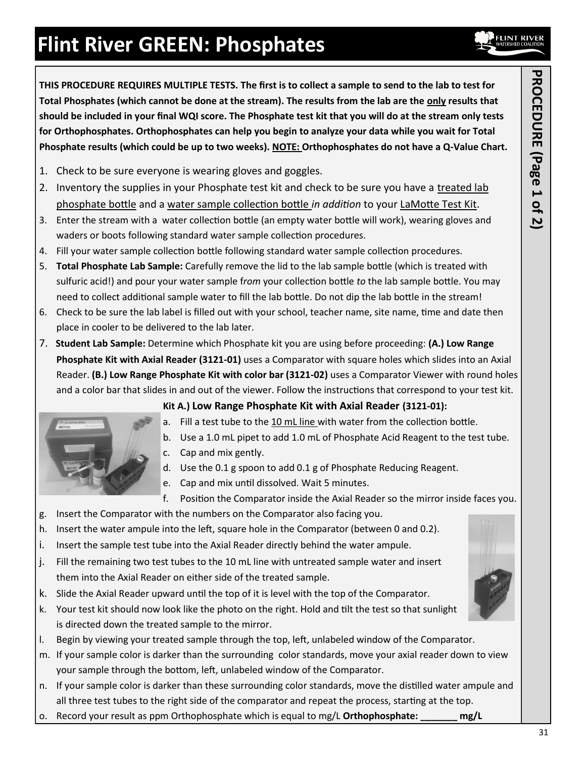# Flint River GREEN: Phosphates

**PROCEDURE (Page 1 of 2)**

**THIS PROCEDURE REQUIRES MULTIPLE TESTS. The first is to collect a sample to send to the lab to test for Total Phosphates (which cannot be done at the stream). The results from the lab are the only results that should be included in your final WQI score. The Phosphate test kit that you will do at the stream only tests for Orthophosphates. Orthophosphates can help you begin to analyze your data while you wait for Total Phosphate results (which could be up to two weeks). NOTE: Orthophosphates do not have a Q-Value Chart.**

1. Check to be sure everyone is wearing gloves and goggles.
2. Inventory the supplies in your Phosphate test kit and check to be sure you have a treated lab phosphate bottle and a water sample collection bottle *in addition* to your LaMotte Test Kit.
3. Enter the stream with a water collection bottle (an empty water bottle will work), wearing gloves and waders or boots following standard water sample collection procedures.
4. Fill your water sample collection bottle following standard water sample collection procedures.
5. **Total Phosphate Lab Sample:** Carefully remove the lid to the lab sample bottle (which is treated with sulfuric acid!) and pour your water sample f*rom* your collection bottle *to* the lab sample bottle. You may need to collect additional sample water to fill the lab bottle. Do not dip the lab bottle in the stream!
6. Check to be sure the lab label is filled out with your school, teacher name, site name, time and date then place in cooler to be delivered to the lab later.
7. **Student Lab Sample:** Determine which Phosphate kit you are using before proceeding: **(A.) Low Range Phosphate Kit with Axial Reader (3121-01)** uses a Comparator with square holes which slides into an Axial Reader. **(B.) Low Range Phosphate Kit with color bar (3121-02)** uses a Comparator Viewer with round holes and a color bar that slides in and out of the viewer. Follow the instructions that correspond to your test kit.

**Kit A.) Low Range Phosphate Kit with Axial Reader (3121-01):**

a. Fill a test tube to the 10 mL line with water from the collection bottle.
b. Use a 1.0 mL pipet to add 1.0 mL of Phosphate Acid Reagent to the test tube.
c. Cap and mix gently.
d. Use the 0.1 g spoon to add 0.1 g of Phosphate Reducing Reagent.
e. Cap and mix until dissolved. Wait 5 minutes.
f. Position the Comparator inside the Axial Reader so the mirror inside faces you.
g. Insert the Comparator with the numbers on the Comparator also facing you.
h. Insert the water ampule into the left, square hole in the Comparator (between 0 and 0.2).
i. Insert the sample test tube into the Axial Reader directly behind the water ampule.
j. Fill the remaining two test tubes to the 10 mL line with untreated sample water and insert them into the Axial Reader on either side of the treated sample.
k. Slide the Axial Reader upward until the top of it is level with the top of the Comparator.
k. Your test kit should now look like the photo on the right. Hold and tilt the test so that sunlight is directed down the treated sample to the mirror.
l. Begin by viewing your treated sample through the top, left, unlabeled window of the Comparator.
m. If your sample color is darker than the surrounding color standards, move your axial reader down to view your sample through the bottom, left, unlabeled window of the Comparator.
n. If your sample color is darker than these surrounding color standards, move the distilled water ampule and all three test tubes to the right side of the comparator and repeat the process, starting at the top.
o. Record your result as ppm Orthophosphate which is equal to mg/L **Orthophosphate: _______ mg/L**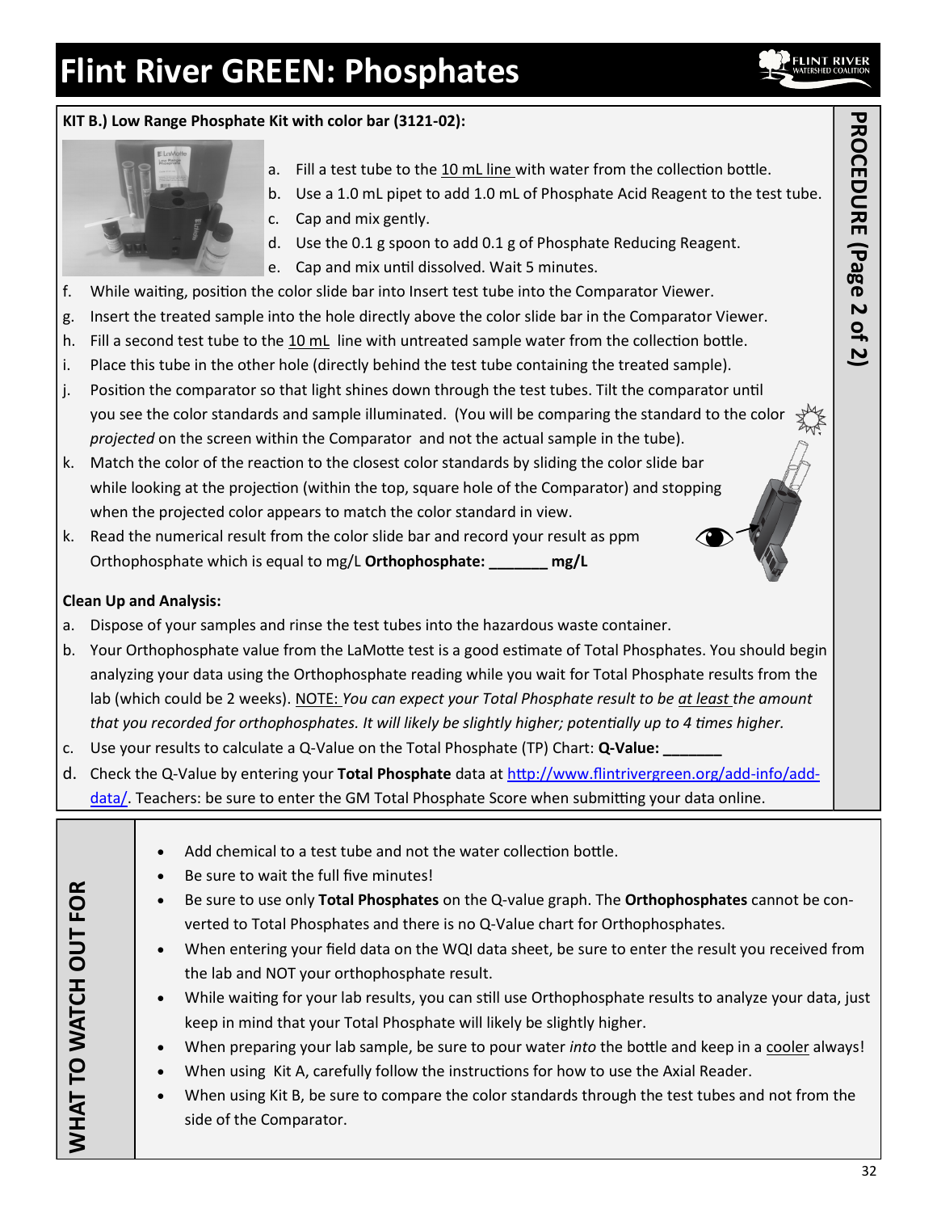# Flint River GREEN: Phosphates

**PROCEDURE (Page 2 of 2)**

**KIT B.) Low Range Phosphate Kit with color bar (3121-02):**

a. Fill a test tube to the 10 mL line with water from the collection bottle.
b. Use a 1.0 mL pipet to add 1.0 mL of Phosphate Acid Reagent to the test tube.
c. Cap and mix gently.
d. Use the 0.1 g spoon to add 0.1 g of Phosphate Reducing Reagent.
e. Cap and mix until dissolved. Wait 5 minutes.
f. While waiting, position the color slide bar into Insert test tube into the Comparator Viewer.
g. Insert the treated sample into the hole directly above the color slide bar in the Comparator Viewer.
h. Fill a second test tube to the 10 mL line with untreated sample water from the collection bottle.
i. Place this tube in the other hole (directly behind the test tube containing the treated sample).
j. Position the comparator so that light shines down through the test tubes. Tilt the comparator until you see the color standards and sample illuminated. (You will be comparing the standard to the color *projected* on the screen within the Comparator and not the actual sample in the tube).
k. Match the color of the reaction to the closest color standards by sliding the color slide bar while looking at the projection (within the top, square hole of the Comparator) and stopping when the projected color appears to match the color standard in view.
k. Read the numerical result from the color slide bar and record your result as ppm Orthophosphate which is equal to mg/L **Orthophosphate: _______ mg/L**

**Clean Up and Analysis:**

a. Dispose of your samples and rinse the test tubes into the hazardous waste container.
b. Your Orthophosphate value from the LaMotte test is a good estimate of Total Phosphates. You should begin analyzing your data using the Orthophosphate reading while you wait for Total Phosphate results from the lab (which could be 2 weeks). NOTE: *You can expect your Total Phosphate result to be at least the amount that you recorded for orthophosphates. It will likely be slightly higher; potentially up to 4 times higher.*
c. Use your results to calculate a Q-Value on the Total Phosphate (TP) Chart: **Q-Value: _______**
d. Check the Q-Value by entering your **Total Phosphate** data at http://www.flintrivergreen.org/add-info/add-data/. Teachers: be sure to enter the GM Total Phosphate Score when submitting your data online.

## WHAT TO WATCH OUT FOR

- Add chemical to a test tube and not the water collection bottle.
- Be sure to wait the full five minutes!
- Be sure to use only **Total Phosphates** on the Q-value graph. The **Orthophosphates** cannot be converted to Total Phosphates and there is no Q-Value chart for Orthophosphates.
- When entering your field data on the WQI data sheet, be sure to enter the result you received from the lab and NOT your orthophosphate result.
- While waiting for your lab results, you can still use Orthophosphate results to analyze your data, just keep in mind that your Total Phosphate will likely be slightly higher.
- When preparing your lab sample, be sure to pour water *into* the bottle and keep in a cooler always!
- When using Kit A, carefully follow the instructions for how to use the Axial Reader.
- When using Kit B, be sure to compare the color standards through the test tubes and not from the side of the Comparator.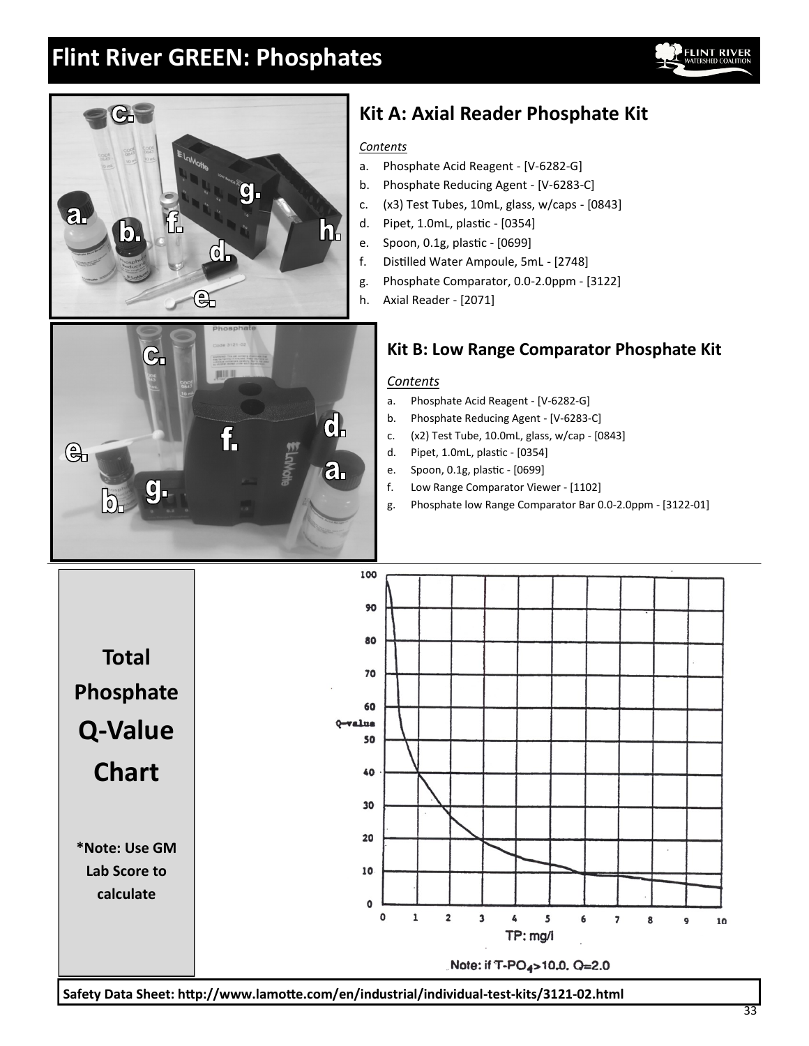# Flint River GREEN: Phosphates

## Kit A: Axial Reader Phosphate Kit

*Contents*

a. Phosphate Acid Reagent - [V-6282-G]
b. Phosphate Reducing Agent - [V-6283-C]
c. (x3) Test Tubes, 10mL, glass, w/caps - [0843]
d. Pipet, 1.0mL, plastic - [0354]
e. Spoon, 0.1g, plastic - [0699]
f. Distilled Water Ampoule, 5mL - [2748]
g. Phosphate Comparator, 0.0-2.0ppm - [3122]
h. Axial Reader - [2071]

## Kit B: Low Range Comparator Phosphate Kit

*Contents*

a. Phosphate Acid Reagent - [V-6282-G]
b. Phosphate Reducing Agent - [V-6283-C]
c. (x2) Test Tube, 10.0mL, glass, w/cap - [0843]
d. Pipet, 1.0mL, plastic - [0354]
e. Spoon, 0.1g, plastic - [0699]
f. Low Range Comparator Viewer - [1102]
g. Phosphate low Range Comparator Bar 0.0-2.0ppm - [3122-01]

## Total Phosphate Q-Value Chart

**\*Note: Use GM Lab Score to calculate**

Q-value

100
90
80
70
60
50
40
30
20
10
0

0 1 2 3 4 5 6 7 8 9 10

TP: mg/l

Note: if $T\text{-}PO_4 > 10.0$, Q=2.0

**Safety Data Sheet: http://www.lamotte.com/en/industrial/individual-test-kits/3121-02.html**